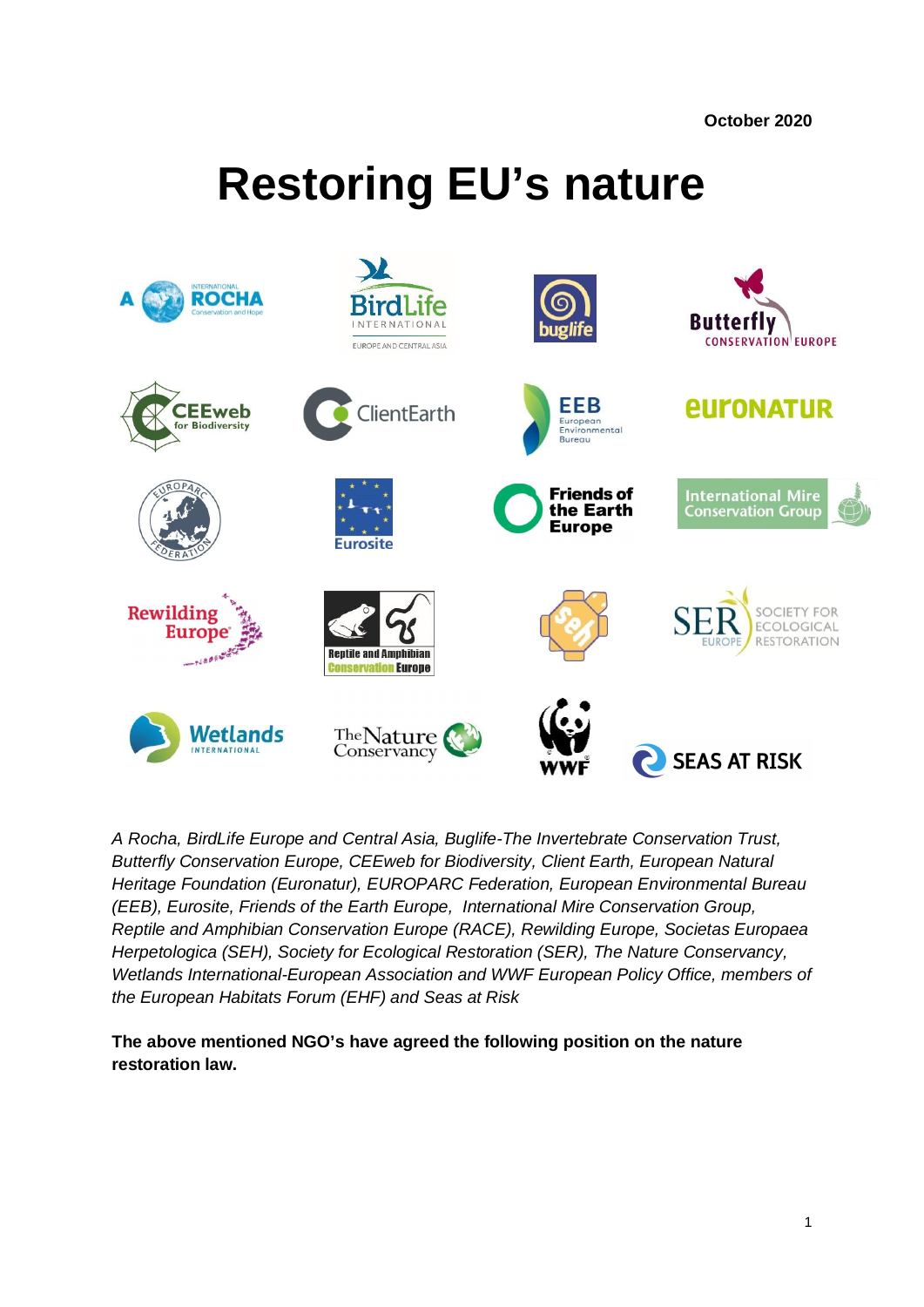October 2020

# Restoring EU's nature

*A Rocha, BirdLife Europe and Central Asia, Buglife-The Invertebrate Conservation Trust, Butterfly Conservation Europe, CEEweb for Biodiversity, Client Earth, European Natural Heritage Foundation (Euronatur), EUROPARC Federation, European Environmental Bureau (EEB), Eurosite, Friends of the Earth Europe, International Mire Conservation Group, Reptile and Amphibian Conservation Europe (RACE), Rewilding Europe, Societas Europaea Herpetologica (SEH), Society for Ecological Restoration (SER), The Nature Conservancy, Wetlands International-European Association and WWF European Policy Office, members of the European Habitats Forum (EHF) and Seas at Risk*

**The above mentioned NGO's have agreed the following position on the nature restoration law.**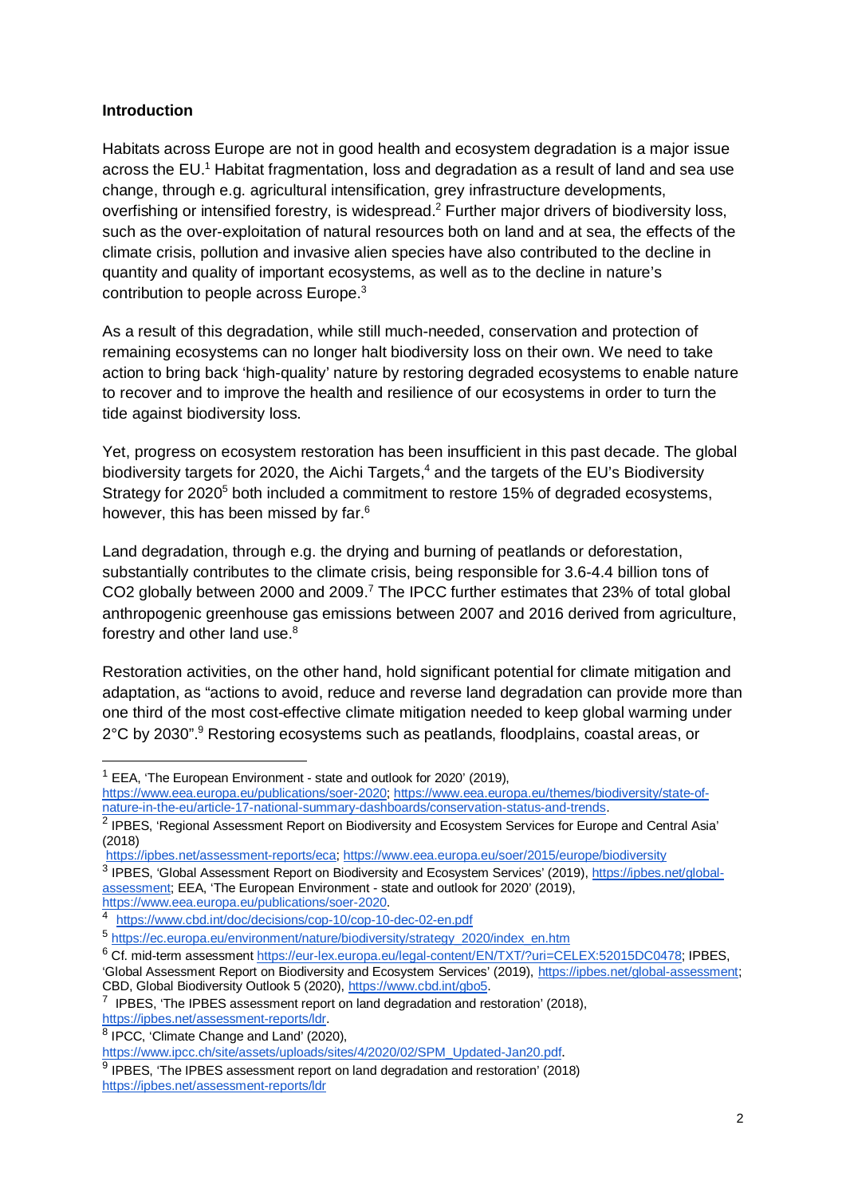**Introduction**

Habitats across Europe are not in good health and ecosystem degradation is a major issue across the EU.[1] Habitat fragmentation, loss and degradation as a result of land and sea use change, through e.g. agricultural intensification, grey infrastructure developments, overfishing or intensified forestry, is widespread.[2] Further major drivers of biodiversity loss, such as the over-exploitation of natural resources both on land and at sea, the effects of the climate crisis, pollution and invasive alien species have also contributed to the decline in quantity and quality of important ecosystems, as well as to the decline in nature's contribution to people across Europe.[3]

As a result of this degradation, while still much-needed, conservation and protection of remaining ecosystems can no longer halt biodiversity loss on their own. We need to take action to bring back 'high-quality' nature by restoring degraded ecosystems to enable nature to recover and to improve the health and resilience of our ecosystems in order to turn the tide against biodiversity loss.

Yet, progress on ecosystem restoration has been insufficient in this past decade. The global biodiversity targets for 2020, the Aichi Targets,[4] and the targets of the EU's Biodiversity Strategy for 2020[5] both included a commitment to restore 15% of degraded ecosystems, however, this has been missed by far.[6]

Land degradation, through e.g. the drying and burning of peatlands or deforestation, substantially contributes to the climate crisis, being responsible for 3.6-4.4 billion tons of $CO_2$ globally between 2000 and 2009.[7] The IPCC further estimates that 23% of total global anthropogenic greenhouse gas emissions between 2007 and 2016 derived from agriculture, forestry and other land use.[8]

Restoration activities, on the other hand, hold significant potential for climate mitigation and adaptation, as "actions to avoid, reduce and reverse land degradation can provide more than one third of the most cost-effective climate mitigation needed to keep global warming under 2°C by 2030".[9] Restoring ecosystems such as peatlands, floodplains, coastal areas, or

---

[1] EEA, 'The European Environment - state and outlook for 2020' (2019), https://www.eea.europa.eu/publications/soer-2020; https://www.eea.europa.eu/themes/biodiversity/state-of-nature-in-the-eu/article-17-national-summary-dashboards/conservation-status-and-trends.

[2] IPBES, 'Regional Assessment Report on Biodiversity and Ecosystem Services for Europe and Central Asia' (2018) https://ipbes.net/assessment-reports/eca; https://www.eea.europa.eu/soer/2015/europe/biodiversity

[3] IPBES, 'Global Assessment Report on Biodiversity and Ecosystem Services' (2019), https://ipbes.net/global-assessment; EEA, 'The European Environment - state and outlook for 2020' (2019), https://www.eea.europa.eu/publications/soer-2020.

[4] https://www.cbd.int/doc/decisions/cop-10/cop-10-dec-02-en.pdf

[5] https://ec.europa.eu/environment/nature/biodiversity/strategy_2020/index_en.htm

[6] Cf. mid-term assessment https://eur-lex.europa.eu/legal-content/EN/TXT/?uri=CELEX:52015DC0478; IPBES, 'Global Assessment Report on Biodiversity and Ecosystem Services' (2019), https://ipbes.net/global-assessment; CBD, Global Biodiversity Outlook 5 (2020), https://www.cbd.int/gbo5.

[7] IPBES, 'The IPBES assessment report on land degradation and restoration' (2018), https://ipbes.net/assessment-reports/ldr.

[8] IPCC, 'Climate Change and Land' (2020), https://www.ipcc.ch/site/assets/uploads/sites/4/2020/02/SPM_Updated-Jan20.pdf.

[9] IPBES, 'The IPBES assessment report on land degradation and restoration' (2018) https://ipbes.net/assessment-reports/ldr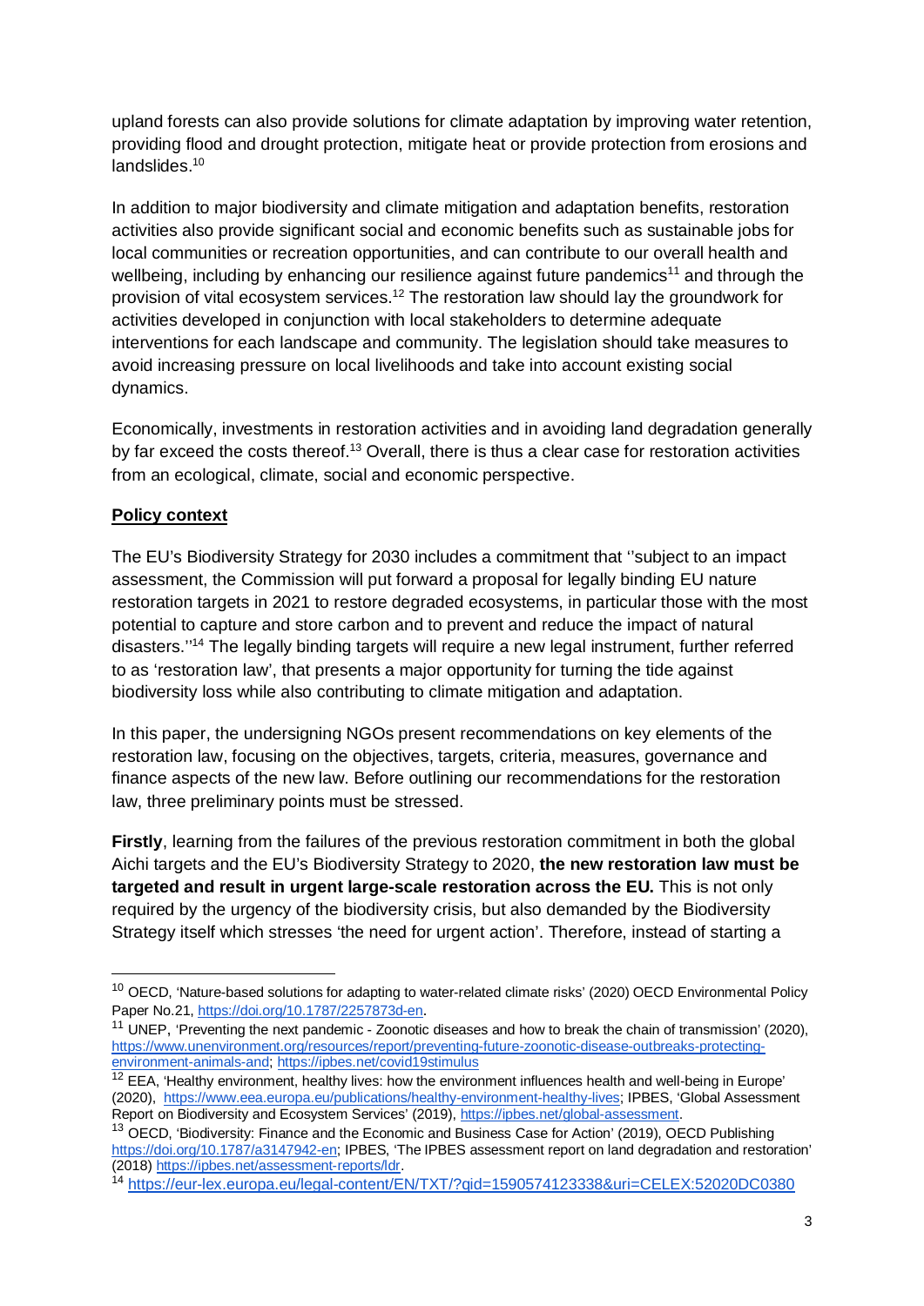upland forests can also provide solutions for climate adaptation by improving water retention, providing flood and drought protection, mitigate heat or provide protection from erosions and landslides.[10]

In addition to major biodiversity and climate mitigation and adaptation benefits, restoration activities also provide significant social and economic benefits such as sustainable jobs for local communities or recreation opportunities, and can contribute to our overall health and wellbeing, including by enhancing our resilience against future pandemics[11] and through the provision of vital ecosystem services.[12] The restoration law should lay the groundwork for activities developed in conjunction with local stakeholders to determine adequate interventions for each landscape and community. The legislation should take measures to avoid increasing pressure on local livelihoods and take into account existing social dynamics.

Economically, investments in restoration activities and in avoiding land degradation generally by far exceed the costs thereof.[13] Overall, there is thus a clear case for restoration activities from an ecological, climate, social and economic perspective.

## Policy context

The EU's Biodiversity Strategy for 2030 includes a commitment that ''subject to an impact assessment, the Commission will put forward a proposal for legally binding EU nature restoration targets in 2021 to restore degraded ecosystems, in particular those with the most potential to capture and store carbon and to prevent and reduce the impact of natural disasters.''[14] The legally binding targets will require a new legal instrument, further referred to as 'restoration law', that presents a major opportunity for turning the tide against biodiversity loss while also contributing to climate mitigation and adaptation.

In this paper, the undersigning NGOs present recommendations on key elements of the restoration law, focusing on the objectives, targets, criteria, measures, governance and finance aspects of the new law. Before outlining our recommendations for the restoration law, three preliminary points must be stressed.

**Firstly**, learning from the failures of the previous restoration commitment in both the global Aichi targets and the EU's Biodiversity Strategy to 2020, **the new restoration law must be targeted and result in urgent large-scale restoration across the EU.** This is not only required by the urgency of the biodiversity crisis, but also demanded by the Biodiversity Strategy itself which stresses 'the need for urgent action'. Therefore, instead of starting a

---

[10] OECD, 'Nature-based solutions for adapting to water-related climate risks' (2020) OECD Environmental Policy Paper No.21, https://doi.org/10.1787/2257873d-en.

[11] UNEP, 'Preventing the next pandemic - Zoonotic diseases and how to break the chain of transmission' (2020), https://www.unenvironment.org/resources/report/preventing-future-zoonotic-disease-outbreaks-protecting-environment-animals-and; https://ipbes.net/covid19stimulus

[12] EEA, 'Healthy environment, healthy lives: how the environment influences health and well-being in Europe' (2020), https://www.eea.europa.eu/publications/healthy-environment-healthy-lives; IPBES, 'Global Assessment Report on Biodiversity and Ecosystem Services' (2019), https://ipbes.net/global-assessment.

[13] OECD, 'Biodiversity: Finance and the Economic and Business Case for Action' (2019), OECD Publishing https://doi.org/10.1787/a3147942-en; IPBES, 'The IPBES assessment report on land degradation and restoration' (2018) https://ipbes.net/assessment-reports/ldr.

[14] https://eur-lex.europa.eu/legal-content/EN/TXT/?qid=1590574123338&uri=CELEX:52020DC0380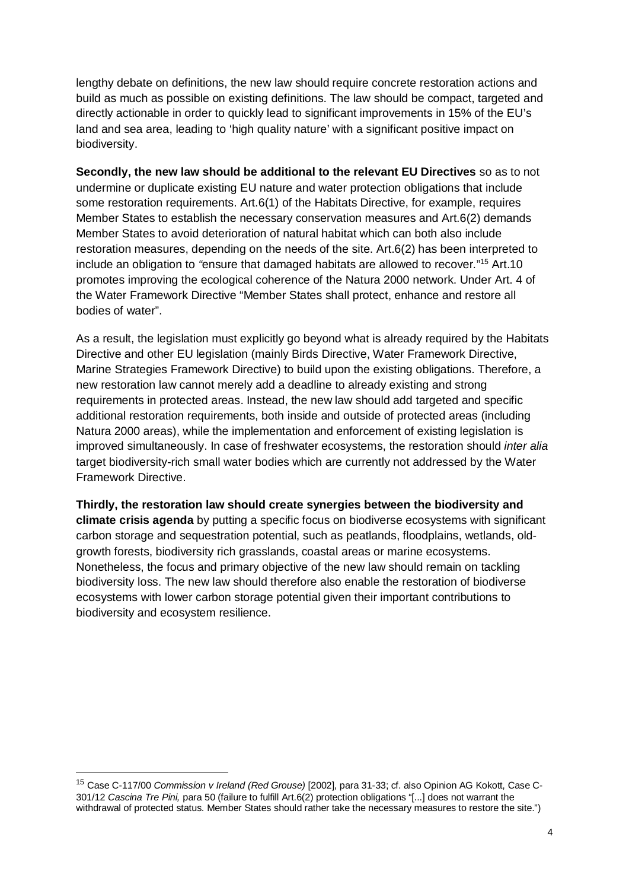lengthy debate on definitions, the new law should require concrete restoration actions and build as much as possible on existing definitions. The law should be compact, targeted and directly actionable in order to quickly lead to significant improvements in 15% of the EU's land and sea area, leading to 'high quality nature' with a significant positive impact on biodiversity.

**Secondly, the new law should be additional to the relevant EU Directives** so as to not undermine or duplicate existing EU nature and water protection obligations that include some restoration requirements. Art.6(1) of the Habitats Directive, for example, requires Member States to establish the necessary conservation measures and Art.6(2) demands Member States to avoid deterioration of natural habitat which can both also include restoration measures, depending on the needs of the site. Art.6(2) has been interpreted to include an obligation to *"*ensure that damaged habitats are allowed to recover.*"*[15] Art.10 promotes improving the ecological coherence of the Natura 2000 network. Under Art. 4 of the Water Framework Directive "Member States shall protect, enhance and restore all bodies of water".

As a result, the legislation must explicitly go beyond what is already required by the Habitats Directive and other EU legislation (mainly Birds Directive, Water Framework Directive, Marine Strategies Framework Directive) to build upon the existing obligations. Therefore, a new restoration law cannot merely add a deadline to already existing and strong requirements in protected areas. Instead, the new law should add targeted and specific additional restoration requirements, both inside and outside of protected areas (including Natura 2000 areas), while the implementation and enforcement of existing legislation is improved simultaneously. In case of freshwater ecosystems, the restoration should *inter alia* target biodiversity-rich small water bodies which are currently not addressed by the Water Framework Directive.

**Thirdly, the restoration law should create synergies between the biodiversity and climate crisis agenda** by putting a specific focus on biodiverse ecosystems with significant carbon storage and sequestration potential, such as peatlands, floodplains, wetlands, old-growth forests, biodiversity rich grasslands, coastal areas or marine ecosystems. Nonetheless, the focus and primary objective of the new law should remain on tackling biodiversity loss. The new law should therefore also enable the restoration of biodiverse ecosystems with lower carbon storage potential given their important contributions to biodiversity and ecosystem resilience.

---

[15] Case C-117/00 *Commission v Ireland (Red Grouse)* [2002], para 31-33; cf. also Opinion AG Kokott, Case C-301/12 *Cascina Tre Pini,* para 50 (failure to fulfill Art.6(2) protection obligations "[...] does not warrant the withdrawal of protected status. Member States should rather take the necessary measures to restore the site.")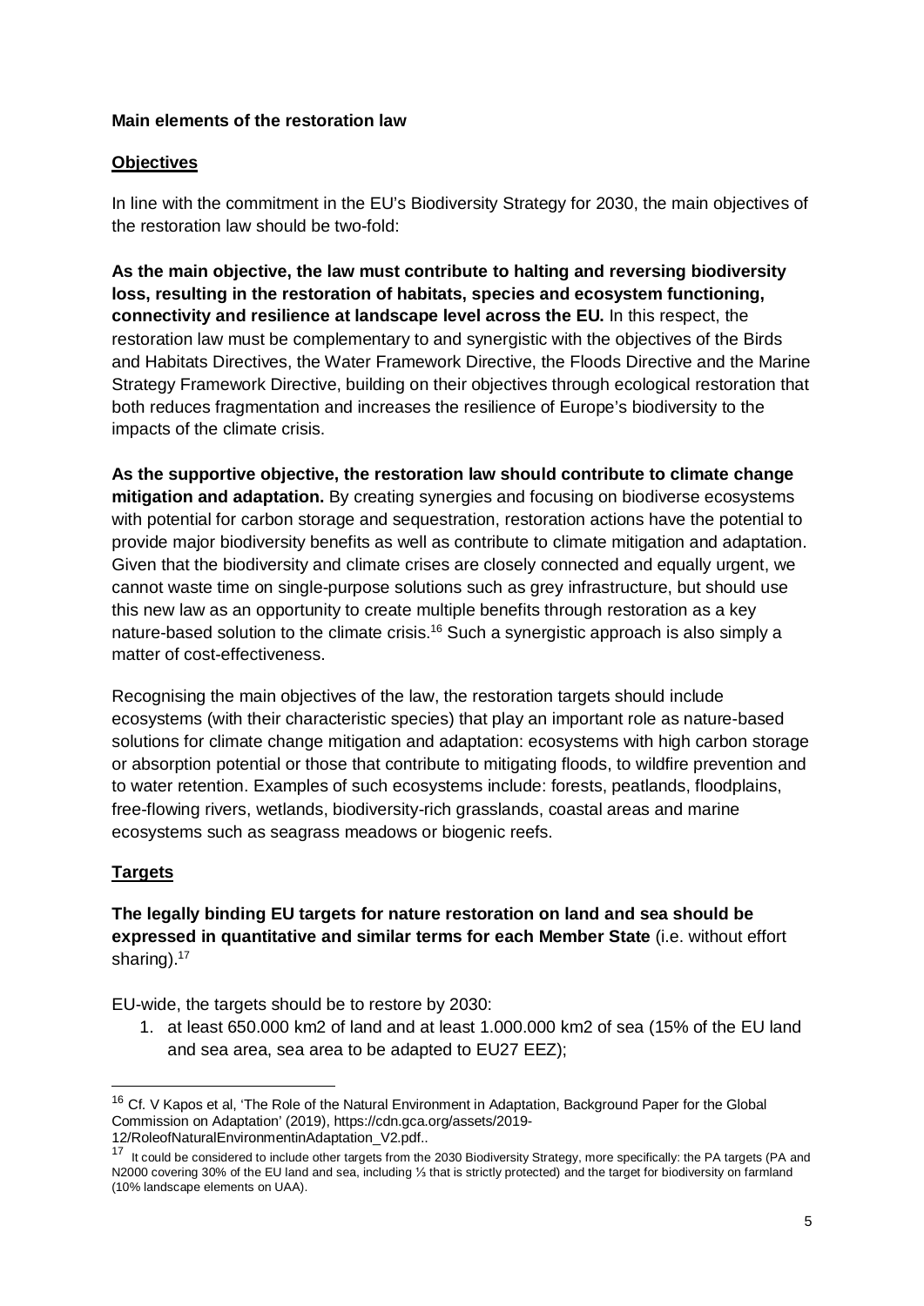**Main elements of the restoration law**

**Objectives**

In line with the commitment in the EU's Biodiversity Strategy for 2030, the main objectives of the restoration law should be two-fold:

**As the main objective, the law must contribute to halting and reversing biodiversity loss, resulting in the restoration of habitats, species and ecosystem functioning, connectivity and resilience at landscape level across the EU.** In this respect, the restoration law must be complementary to and synergistic with the objectives of the Birds and Habitats Directives, the Water Framework Directive, the Floods Directive and the Marine Strategy Framework Directive, building on their objectives through ecological restoration that both reduces fragmentation and increases the resilience of Europe's biodiversity to the impacts of the climate crisis.

**As the supportive objective, the restoration law should contribute to climate change mitigation and adaptation.** By creating synergies and focusing on biodiverse ecosystems with potential for carbon storage and sequestration, restoration actions have the potential to provide major biodiversity benefits as well as contribute to climate mitigation and adaptation. Given that the biodiversity and climate crises are closely connected and equally urgent, we cannot waste time on single-purpose solutions such as grey infrastructure, but should use this new law as an opportunity to create multiple benefits through restoration as a key nature-based solution to the climate crisis.[16] Such a synergistic approach is also simply a matter of cost-effectiveness.

Recognising the main objectives of the law, the restoration targets should include ecosystems (with their characteristic species) that play an important role as nature-based solutions for climate change mitigation and adaptation: ecosystems with high carbon storage or absorption potential or those that contribute to mitigating floods, to wildfire prevention and to water retention. Examples of such ecosystems include: forests, peatlands, floodplains, free-flowing rivers, wetlands, biodiversity-rich grasslands, coastal areas and marine ecosystems such as seagrass meadows or biogenic reefs.

**Targets**

**The legally binding EU targets for nature restoration on land and sea should be expressed in quantitative and similar terms for each Member State** (i.e. without effort sharing).[17]

EU-wide, the targets should be to restore by 2030:

1. at least 650.000 km2 of land and at least 1.000.000 km2 of sea (15% of the EU land and sea area, sea area to be adapted to EU27 EEZ);

---

[16] Cf. V Kapos et al, 'The Role of the Natural Environment in Adaptation, Background Paper for the Global Commission on Adaptation' (2019), https://cdn.gca.org/assets/2019-12/RoleofNaturalEnvironmentinAdaptation_V2.pdf..

[17] It could be considered to include other targets from the 2030 Biodiversity Strategy, more specifically: the PA targets (PA and N2000 covering 30% of the EU land and sea, including ⅓ that is strictly protected) and the target for biodiversity on farmland (10% landscape elements on UAA).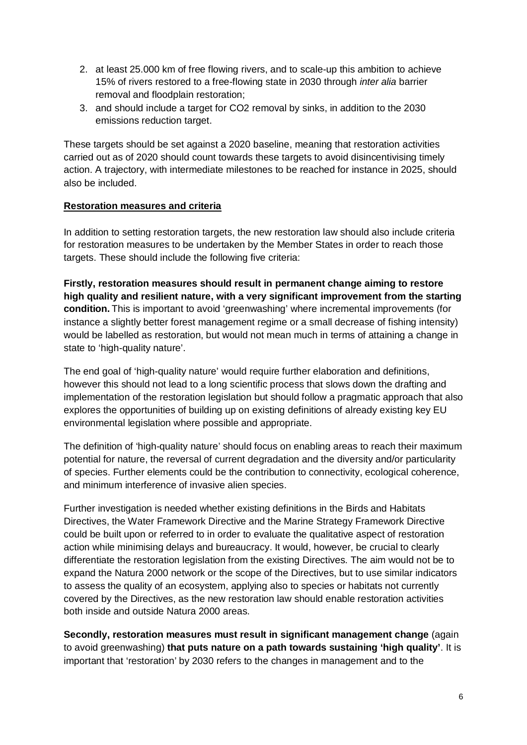2. at least 25.000 km of free flowing rivers, and to scale-up this ambition to achieve 15% of rivers restored to a free-flowing state in 2030 through *inter alia* barrier removal and floodplain restoration;
3. and should include a target for $CO_2$ removal by sinks, in addition to the 2030 emissions reduction target.

These targets should be set against a 2020 baseline, meaning that restoration activities carried out as of 2020 should count towards these targets to avoid disincentivising timely action. A trajectory, with intermediate milestones to be reached for instance in 2025, should also be included.

**Restoration measures and criteria**

In addition to setting restoration targets, the new restoration law should also include criteria for restoration measures to be undertaken by the Member States in order to reach those targets. These should include the following five criteria:

**Firstly, restoration measures should result in permanent change aiming to restore high quality and resilient nature, with a very significant improvement from the starting condition.** This is important to avoid 'greenwashing' where incremental improvements (for instance a slightly better forest management regime or a small decrease of fishing intensity) would be labelled as restoration, but would not mean much in terms of attaining a change in state to 'high-quality nature'.

The end goal of 'high-quality nature' would require further elaboration and definitions, however this should not lead to a long scientific process that slows down the drafting and implementation of the restoration legislation but should follow a pragmatic approach that also explores the opportunities of building up on existing definitions of already existing key EU environmental legislation where possible and appropriate.

The definition of 'high-quality nature' should focus on enabling areas to reach their maximum potential for nature, the reversal of current degradation and the diversity and/or particularity of species. Further elements could be the contribution to connectivity, ecological coherence, and minimum interference of invasive alien species.

Further investigation is needed whether existing definitions in the Birds and Habitats Directives, the Water Framework Directive and the Marine Strategy Framework Directive could be built upon or referred to in order to evaluate the qualitative aspect of restoration action while minimising delays and bureaucracy. It would, however, be crucial to clearly differentiate the restoration legislation from the existing Directives. The aim would not be to expand the Natura 2000 network or the scope of the Directives, but to use similar indicators to assess the quality of an ecosystem, applying also to species or habitats not currently covered by the Directives, as the new restoration law should enable restoration activities both inside and outside Natura 2000 areas.

**Secondly, restoration measures must result in significant management change** (again to avoid greenwashing) **that puts nature on a path towards sustaining 'high quality'**. It is important that 'restoration' by 2030 refers to the changes in management and to the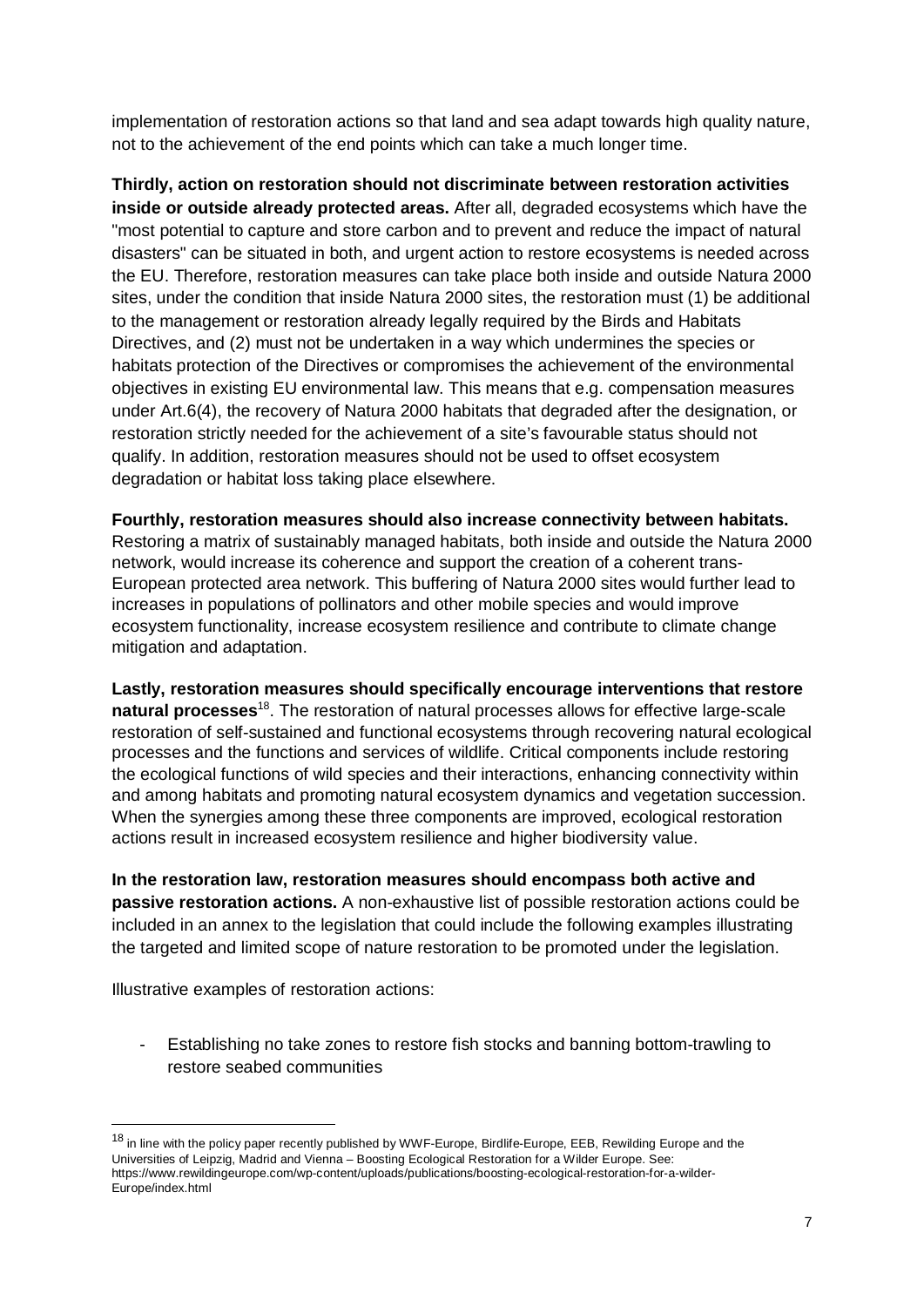implementation of restoration actions so that land and sea adapt towards high quality nature, not to the achievement of the end points which can take a much longer time.

**Thirdly, action on restoration should not discriminate between restoration activities inside or outside already protected areas.** After all, degraded ecosystems which have the "most potential to capture and store carbon and to prevent and reduce the impact of natural disasters" can be situated in both, and urgent action to restore ecosystems is needed across the EU. Therefore, restoration measures can take place both inside and outside Natura 2000 sites, under the condition that inside Natura 2000 sites, the restoration must (1) be additional to the management or restoration already legally required by the Birds and Habitats Directives, and (2) must not be undertaken in a way which undermines the species or habitats protection of the Directives or compromises the achievement of the environmental objectives in existing EU environmental law. This means that e.g. compensation measures under Art.6(4), the recovery of Natura 2000 habitats that degraded after the designation, or restoration strictly needed for the achievement of a site's favourable status should not qualify. In addition, restoration measures should not be used to offset ecosystem degradation or habitat loss taking place elsewhere.

**Fourthly, restoration measures should also increase connectivity between habitats.** Restoring a matrix of sustainably managed habitats, both inside and outside the Natura 2000 network, would increase its coherence and support the creation of a coherent trans-European protected area network. This buffering of Natura 2000 sites would further lead to increases in populations of pollinators and other mobile species and would improve ecosystem functionality, increase ecosystem resilience and contribute to climate change mitigation and adaptation.

**Lastly, restoration measures should specifically encourage interventions that restore natural processes**[18]. The restoration of natural processes allows for effective large-scale restoration of self-sustained and functional ecosystems through recovering natural ecological processes and the functions and services of wildlife. Critical components include restoring the ecological functions of wild species and their interactions, enhancing connectivity within and among habitats and promoting natural ecosystem dynamics and vegetation succession. When the synergies among these three components are improved, ecological restoration actions result in increased ecosystem resilience and higher biodiversity value.

**In the restoration law, restoration measures should encompass both active and passive restoration actions.** A non-exhaustive list of possible restoration actions could be included in an annex to the legislation that could include the following examples illustrating the targeted and limited scope of nature restoration to be promoted under the legislation.

Illustrative examples of restoration actions:

- Establishing no take zones to restore fish stocks and banning bottom-trawling to restore seabed communities

[18] in line with the policy paper recently published by WWF-Europe, Birdlife-Europe, EEB, Rewilding Europe and the Universities of Leipzig, Madrid and Vienna – Boosting Ecological Restoration for a Wilder Europe. See: https://www.rewildingeurope.com/wp-content/uploads/publications/boosting-ecological-restoration-for-a-wilder-Europe/index.html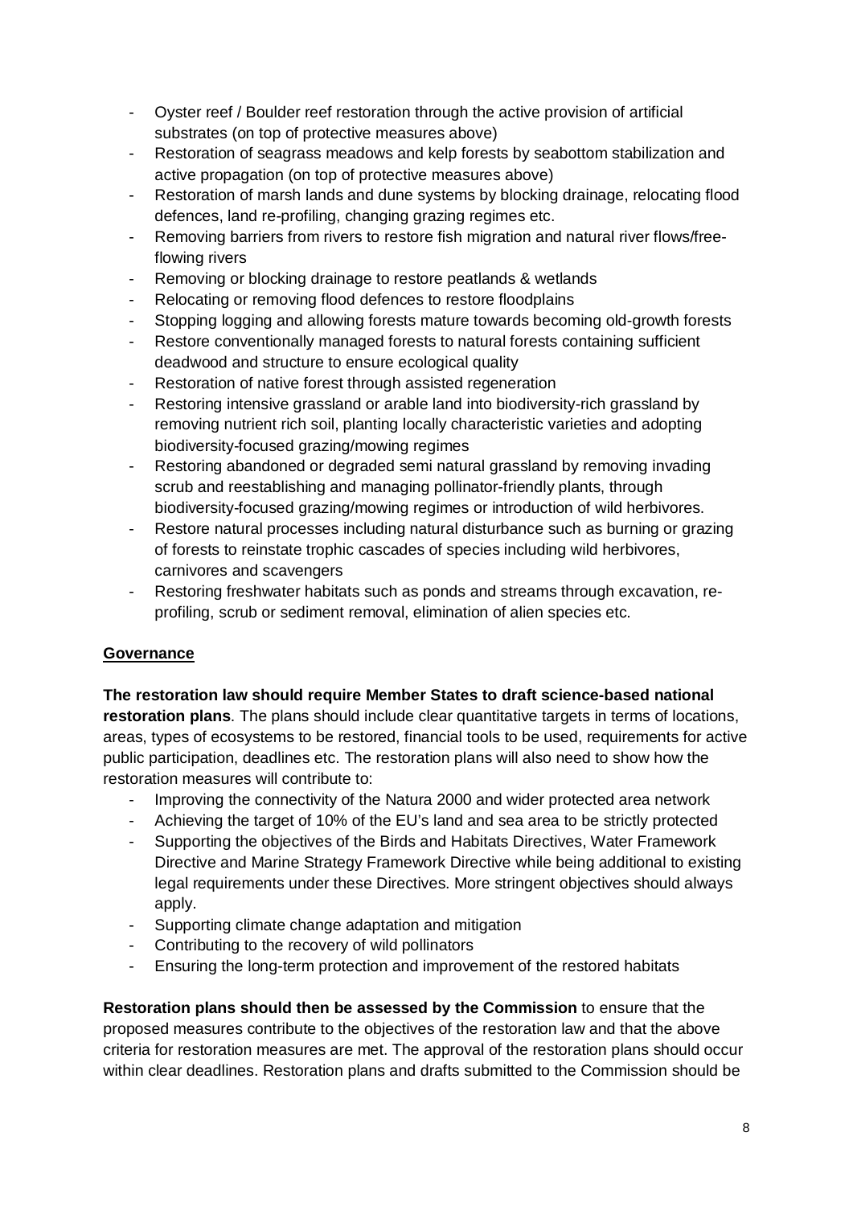- Oyster reef / Boulder reef restoration through the active provision of artificial substrates (on top of protective measures above)
- Restoration of seagrass meadows and kelp forests by seabottom stabilization and active propagation (on top of protective measures above)
- Restoration of marsh lands and dune systems by blocking drainage, relocating flood defences, land re-profiling, changing grazing regimes etc.
- Removing barriers from rivers to restore fish migration and natural river flows/free-flowing rivers
- Removing or blocking drainage to restore peatlands & wetlands
- Relocating or removing flood defences to restore floodplains
- Stopping logging and allowing forests mature towards becoming old-growth forests
- Restore conventionally managed forests to natural forests containing sufficient deadwood and structure to ensure ecological quality
- Restoration of native forest through assisted regeneration
- Restoring intensive grassland or arable land into biodiversity-rich grassland by removing nutrient rich soil, planting locally characteristic varieties and adopting biodiversity-focused grazing/mowing regimes
- Restoring abandoned or degraded semi natural grassland by removing invading scrub and reestablishing and managing pollinator-friendly plants, through biodiversity-focused grazing/mowing regimes or introduction of wild herbivores.
- Restore natural processes including natural disturbance such as burning or grazing of forests to reinstate trophic cascades of species including wild herbivores, carnivores and scavengers
- Restoring freshwater habitats such as ponds and streams through excavation, re-profiling, scrub or sediment removal, elimination of alien species etc.

## Governance

**The restoration law should require Member States to draft science-based national restoration plans**. The plans should include clear quantitative targets in terms of locations, areas, types of ecosystems to be restored, financial tools to be used, requirements for active public participation, deadlines etc. The restoration plans will also need to show how the restoration measures will contribute to:

- Improving the connectivity of the Natura 2000 and wider protected area network
- Achieving the target of 10% of the EU's land and sea area to be strictly protected
- Supporting the objectives of the Birds and Habitats Directives, Water Framework Directive and Marine Strategy Framework Directive while being additional to existing legal requirements under these Directives. More stringent objectives should always apply.
- Supporting climate change adaptation and mitigation
- Contributing to the recovery of wild pollinators
- Ensuring the long-term protection and improvement of the restored habitats

**Restoration plans should then be assessed by the Commission** to ensure that the proposed measures contribute to the objectives of the restoration law and that the above criteria for restoration measures are met. The approval of the restoration plans should occur within clear deadlines. Restoration plans and drafts submitted to the Commission should be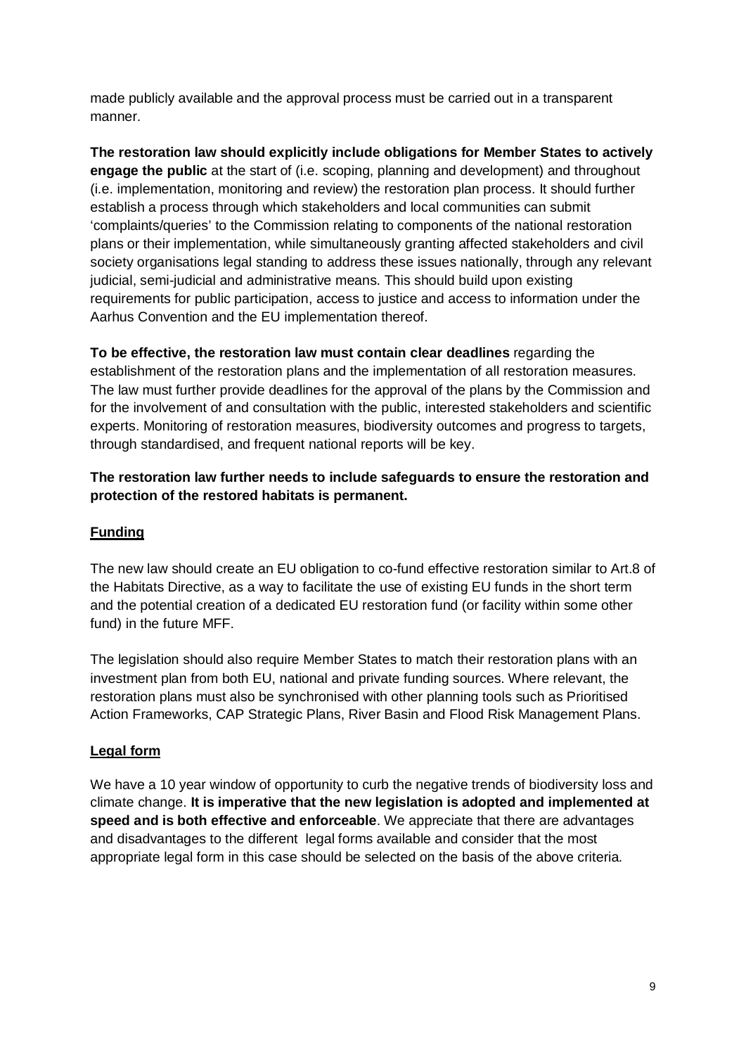made publicly available and the approval process must be carried out in a transparent manner.

**The restoration law should explicitly include obligations for Member States to actively engage the public** at the start of (i.e. scoping, planning and development) and throughout (i.e. implementation, monitoring and review) the restoration plan process. It should further establish a process through which stakeholders and local communities can submit 'complaints/queries' to the Commission relating to components of the national restoration plans or their implementation, while simultaneously granting affected stakeholders and civil society organisations legal standing to address these issues nationally, through any relevant judicial, semi-judicial and administrative means. This should build upon existing requirements for public participation, access to justice and access to information under the Aarhus Convention and the EU implementation thereof.

**To be effective, the restoration law must contain clear deadlines** regarding the establishment of the restoration plans and the implementation of all restoration measures. The law must further provide deadlines for the approval of the plans by the Commission and for the involvement of and consultation with the public, interested stakeholders and scientific experts. Monitoring of restoration measures, biodiversity outcomes and progress to targets, through standardised, and frequent national reports will be key.

**The restoration law further needs to include safeguards to ensure the restoration and protection of the restored habitats is permanent.**

## Funding

The new law should create an EU obligation to co-fund effective restoration similar to Art.8 of the Habitats Directive, as a way to facilitate the use of existing EU funds in the short term and the potential creation of a dedicated EU restoration fund (or facility within some other fund) in the future MFF.

The legislation should also require Member States to match their restoration plans with an investment plan from both EU, national and private funding sources. Where relevant, the restoration plans must also be synchronised with other planning tools such as Prioritised Action Frameworks, CAP Strategic Plans, River Basin and Flood Risk Management Plans.

## Legal form

We have a 10 year window of opportunity to curb the negative trends of biodiversity loss and climate change. **It is imperative that the new legislation is adopted and implemented at speed and is both effective and enforceable**. We appreciate that there are advantages and disadvantages to the different legal forms available and consider that the most appropriate legal form in this case should be selected on the basis of the above criteria.